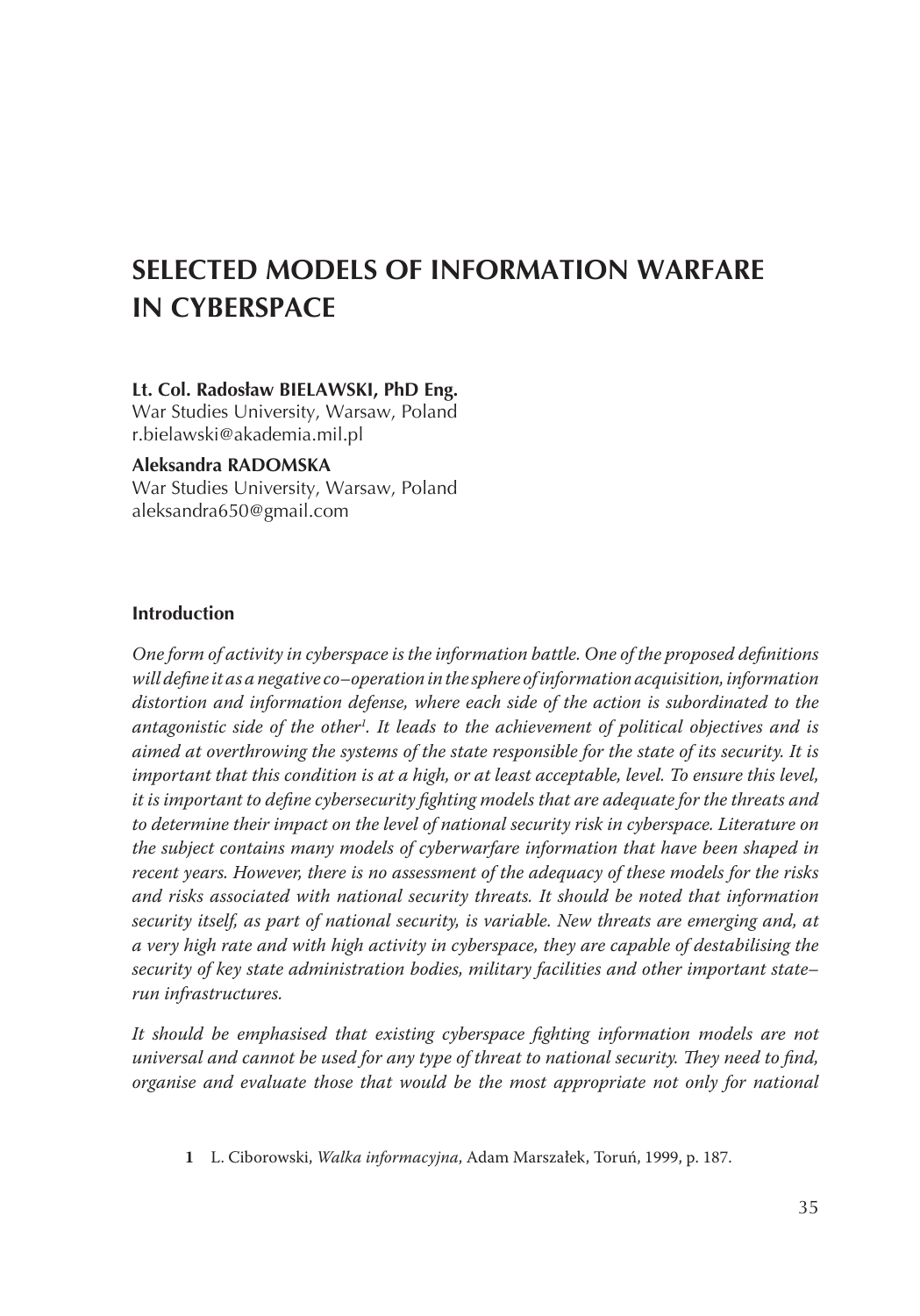# SELECTED MODELS OF INFORMATION WARFARE IN CYBERSPACE

**Lt. Col. Radosław BIELAWSKI, PhD Eng.**
War Studies University, Warsaw, Poland
r.bielawski@akademia.mil.pl

**Aleksandra RADOMSKA**
War Studies University, Warsaw, Poland
aleksandra650@gmail.com

## Introduction

*One form of activity in cyberspace is the information battle. One of the proposed definitions will define it as a negative co–operation in the sphere of information acquisition, information distortion and information defense, where each side of the action is subordinated to the antagonistic side of the other*[1]*. It leads to the achievement of political objectives and is aimed at overthrowing the systems of the state responsible for the state of its security. It is important that this condition is at a high, or at least acceptable, level. To ensure this level, it is important to define cybersecurity fighting models that are adequate for the threats and to determine their impact on the level of national security risk in cyberspace. Literature on the subject contains many models of cyberwarfare information that have been shaped in recent years. However, there is no assessment of the adequacy of these models for the risks and risks associated with national security threats. It should be noted that information security itself, as part of national security, is variable. New threats are emerging and, at a very high rate and with high activity in cyberspace, they are capable of destabilising the security of key state administration bodies, military facilities and other important state–run infrastructures.*

*It should be emphasised that existing cyberspace fighting information models are not universal and cannot be used for any type of threat to national security. They need to find, organise and evaluate those that would be the most appropriate not only for national*

1 L. Ciborowski, *Walka informacyjna*, Adam Marszałek, Toruń, 1999, p. 187.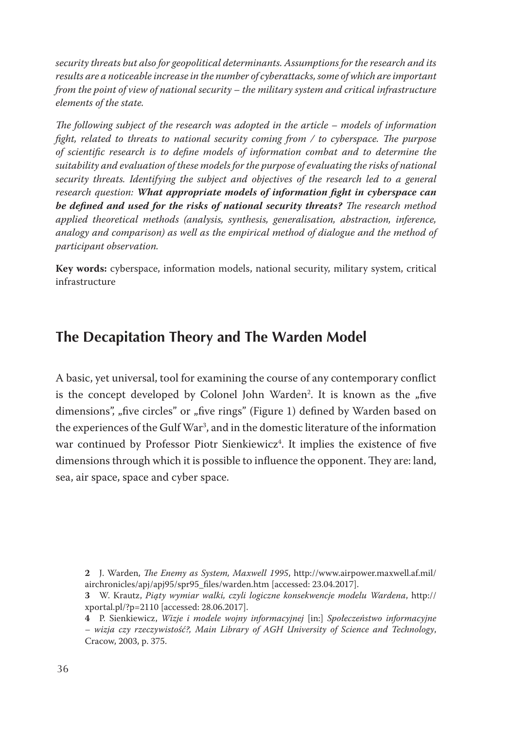*security threats but also for geopolitical determinants. Assumptions for the research and its results are a noticeable increase in the number of cyberattacks, some of which are important from the point of view of national security – the military system and critical infrastructure elements of the state.*

*The following subject of the research was adopted in the article – models of information fight, related to threats to national security coming from / to cyberspace. The purpose of scientific research is to define models of information combat and to determine the suitability and evaluation of these models for the purpose of evaluating the risks of national security threats. Identifying the subject and objectives of the research led to a general research question: **What appropriate models of information fight in cyberspace can be defined and used for the risks of national security threats?** The research method applied theoretical methods (analysis, synthesis, generalisation, abstraction, inference, analogy and comparison) as well as the empirical method of dialogue and the method of participant observation.*

**Key words:** cyberspace, information models, national security, military system, critical infrastructure

## The Decapitation Theory and The Warden Model

A basic, yet universal, tool for examining the course of any contemporary conflict is the concept developed by Colonel John Warden[2]. It is known as the „five dimensions", „five circles" or „five rings" (Figure 1) defined by Warden based on the experiences of the Gulf War[3], and in the domestic literature of the information war continued by Professor Piotr Sienkiewicz[4]. It implies the existence of five dimensions through which it is possible to influence the opponent. They are: land, sea, air space, space and cyber space.

**2** J. Warden, *The Enemy as System, Maxwell 1995*, http://www.airpower.maxwell.af.mil/airchronicles/apj/apj95/spr95_files/warden.htm [accessed: 23.04.2017].

**3** W. Krautz, *Piąty wymiar walki, czyli logiczne konsekwencje modelu Wardena*, http://xportal.pl/?p=2110 [accessed: 28.06.2017].

**4** P. Sienkiewicz, *Wizje i modele wojny informacyjnej* [in:] *Społeczeństwo informacyjne – wizja czy rzeczywistość?, Main Library of AGH University of Science and Technology*, Cracow, 2003, p. 375.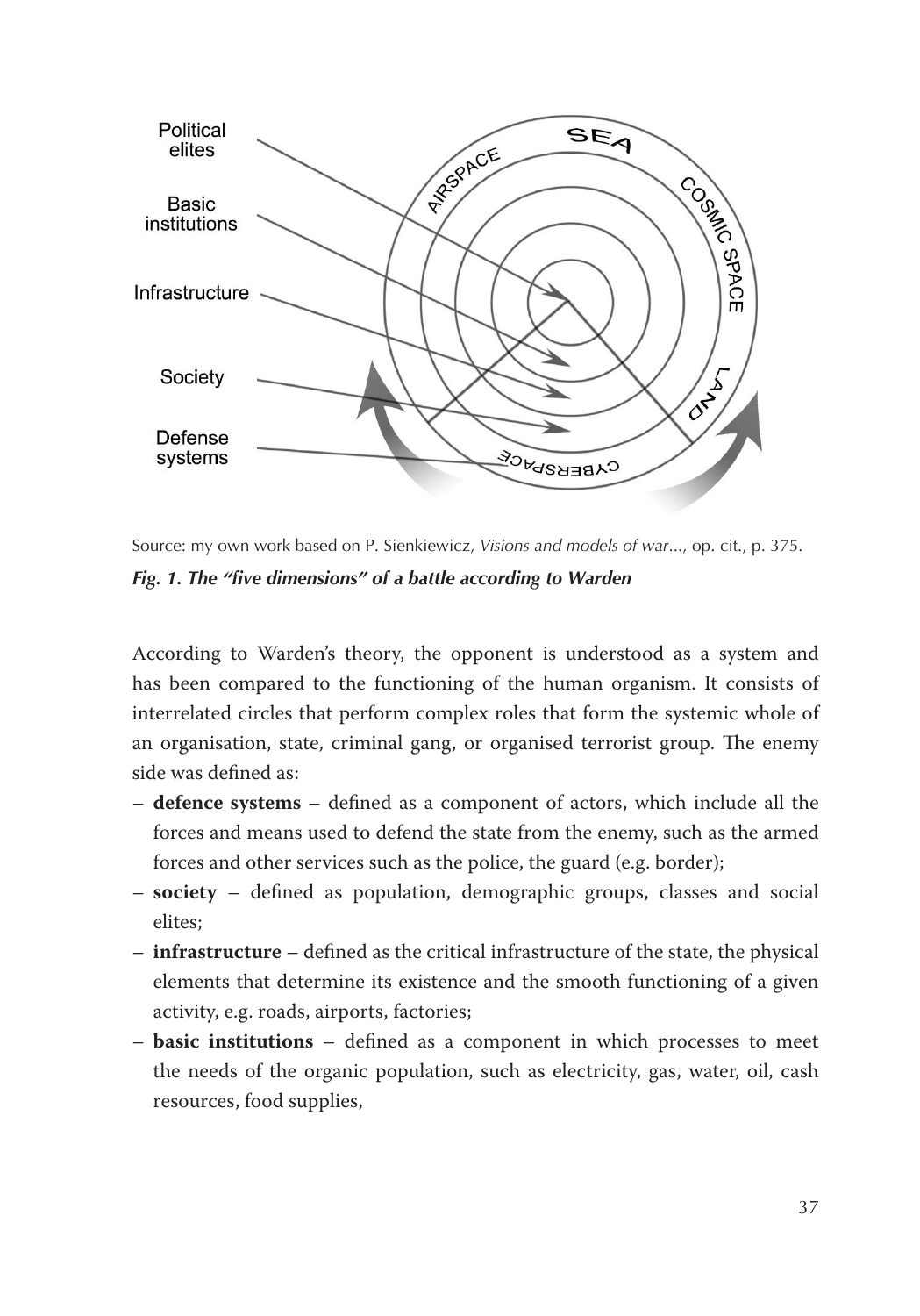Political elites

Basic institutions

Infrastructure

Society

Defense systems

AIRSPACE

SEA

COSMIC SPACE

LAND

CYBERSPACE

Source: my own work based on P. Sienkiewicz, *Visions and models of war...*, op. cit., p. 375.

***Fig. 1. The "five dimensions" of a battle according to Warden***

According to Warden's theory, the opponent is understood as a system and has been compared to the functioning of the human organism. It consists of interrelated circles that perform complex roles that form the systemic whole of an organisation, state, criminal gang, or organised terrorist group. The enemy side was defined as:

- **defence systems** – defined as a component of actors, which include all the forces and means used to defend the state from the enemy, such as the armed forces and other services such as the police, the guard (e.g. border);
- **society** – defined as population, demographic groups, classes and social elites;
- **infrastructure** – defined as the critical infrastructure of the state, the physical elements that determine its existence and the smooth functioning of a given activity, e.g. roads, airports, factories;
- **basic institutions** – defined as a component in which processes to meet the needs of the organic population, such as electricity, gas, water, oil, cash resources, food supplies,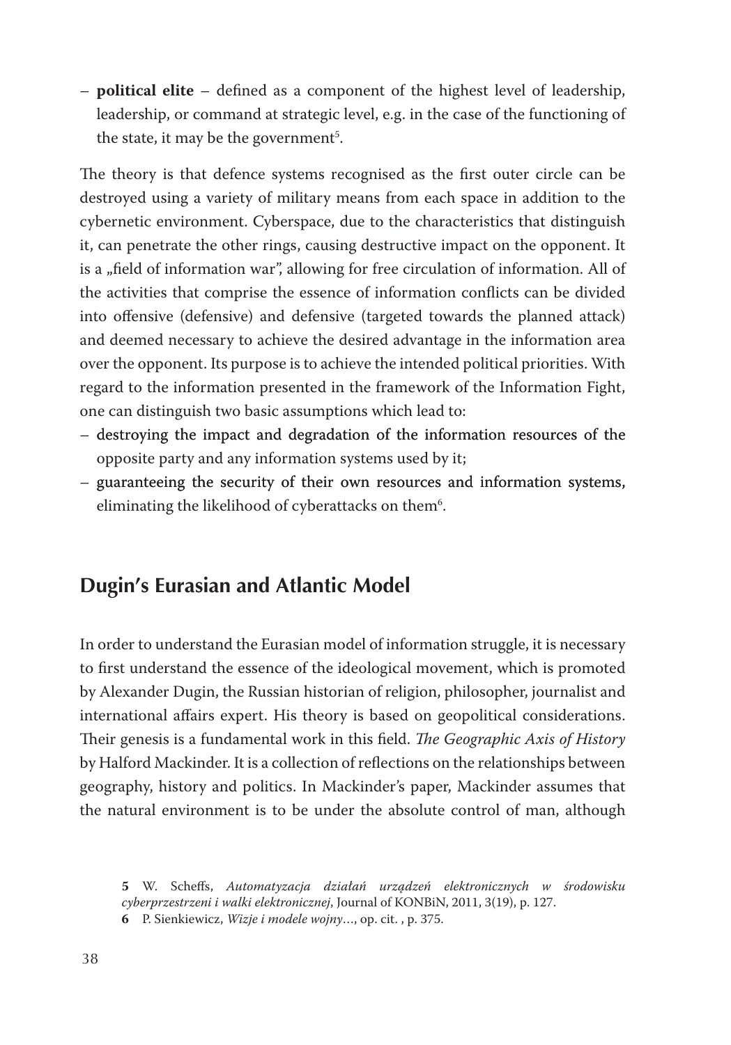- **political elite** – defined as a component of the highest level of leadership, leadership, or command at strategic level, e.g. in the case of the functioning of the state, it may be the government[5].

The theory is that defence systems recognised as the first outer circle can be destroyed using a variety of military means from each space in addition to the cybernetic environment. Cyberspace, due to the characteristics that distinguish it, can penetrate the other rings, causing destructive impact on the opponent. It is a „field of information war", allowing for free circulation of information. All of the activities that comprise the essence of information conflicts can be divided into offensive (defensive) and defensive (targeted towards the planned attack) and deemed necessary to achieve the desired advantage in the information area over the opponent. Its purpose is to achieve the intended political priorities. With regard to the information presented in the framework of the Information Fight, one can distinguish two basic assumptions which lead to:

- destroying the impact and degradation of the information resources of the opposite party and any information systems used by it;
- guaranteeing the security of their own resources and information systems, eliminating the likelihood of cyberattacks on them[6].

## Dugin's Eurasian and Atlantic Model

In order to understand the Eurasian model of information struggle, it is necessary to first understand the essence of the ideological movement, which is promoted by Alexander Dugin, the Russian historian of religion, philosopher, journalist and international affairs expert. His theory is based on geopolitical considerations. Their genesis is a fundamental work in this field. *The Geographic Axis of History* by Halford Mackinder. It is a collection of reflections on the relationships between geography, history and politics. In Mackinder's paper, Mackinder assumes that the natural environment is to be under the absolute control of man, although

**5** W. Scheffs, *Automatyzacja działań urządzeń elektronicznych w środowisku cyberprzestrzeni i walki elektronicznej*, Journal of KONBiN, 2011, 3(19), p. 127.

**6** P. Sienkiewicz, *Wizje i modele wojny*..., op. cit. , p. 375.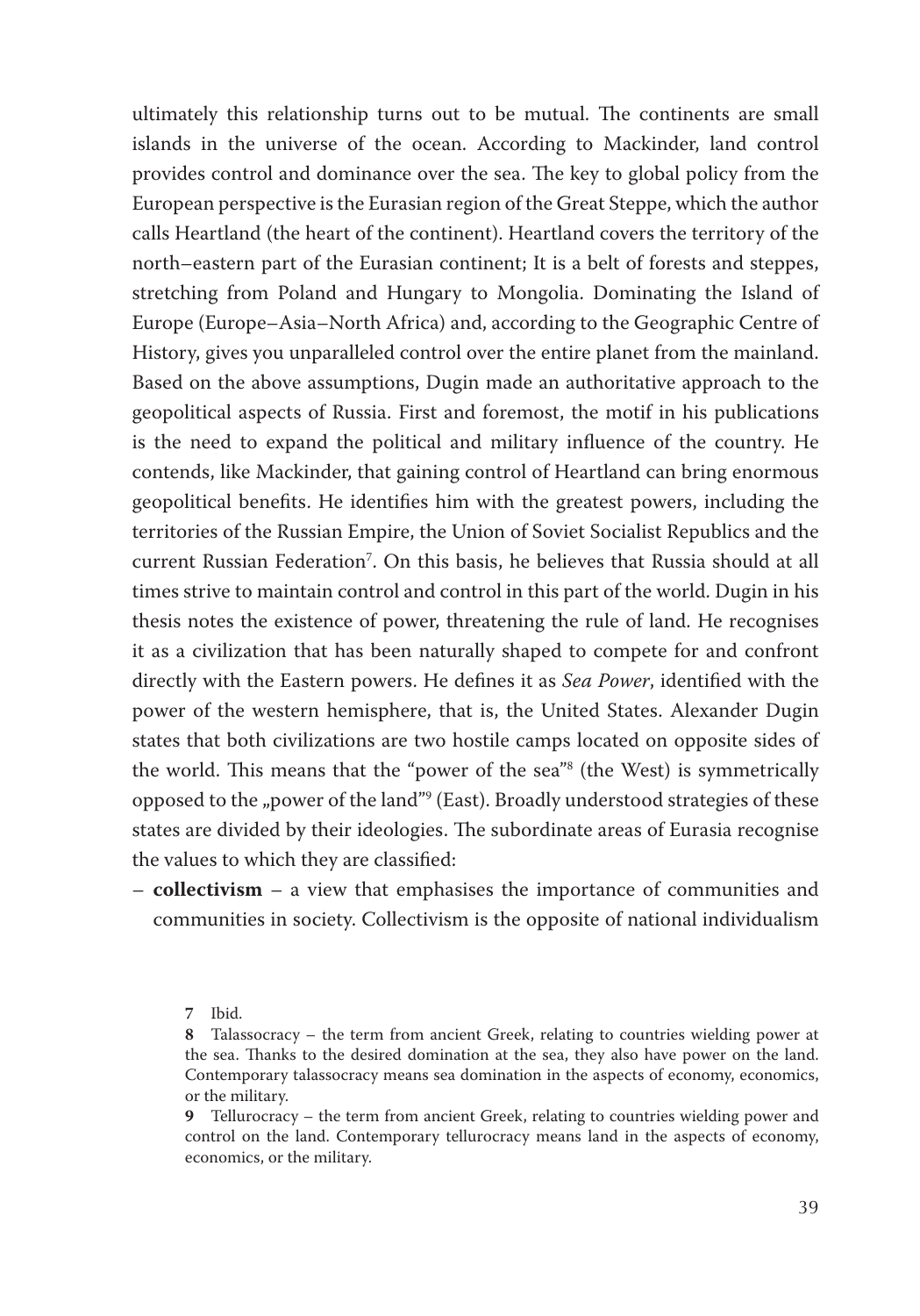ultimately this relationship turns out to be mutual. The continents are small islands in the universe of the ocean. According to Mackinder, land control provides control and dominance over the sea. The key to global policy from the European perspective is the Eurasian region of the Great Steppe, which the author calls Heartland (the heart of the continent). Heartland covers the territory of the north–eastern part of the Eurasian continent; It is a belt of forests and steppes, stretching from Poland and Hungary to Mongolia. Dominating the Island of Europe (Europe–Asia–North Africa) and, according to the Geographic Centre of History, gives you unparalleled control over the entire planet from the mainland. Based on the above assumptions, Dugin made an authoritative approach to the geopolitical aspects of Russia. First and foremost, the motif in his publications is the need to expand the political and military influence of the country. He contends, like Mackinder, that gaining control of Heartland can bring enormous geopolitical benefits. He identifies him with the greatest powers, including the territories of the Russian Empire, the Union of Soviet Socialist Republics and the current Russian Federation[7]. On this basis, he believes that Russia should at all times strive to maintain control and control in this part of the world. Dugin in his thesis notes the existence of power, threatening the rule of land. He recognises it as a civilization that has been naturally shaped to compete for and confront directly with the Eastern powers. He defines it as *Sea Power*, identified with the power of the western hemisphere, that is, the United States. Alexander Dugin states that both civilizations are two hostile camps located on opposite sides of the world. This means that the "power of the sea"[8] (the West) is symmetrically opposed to the „power of the land"[9] (East). Broadly understood strategies of these states are divided by their ideologies. The subordinate areas of Eurasia recognise the values to which they are classified:

– **collectivism** – a view that emphasises the importance of communities and communities in society. Collectivism is the opposite of national individualism

7 Ibid.

8 Talassocracy – the term from ancient Greek, relating to countries wielding power at the sea. Thanks to the desired domination at the sea, they also have power on the land. Contemporary talassocracy means sea domination in the aspects of economy, economics, or the military.

9 Tellurocracy – the term from ancient Greek, relating to countries wielding power and control on the land. Contemporary tellurocracy means land in the aspects of economy, economics, or the military.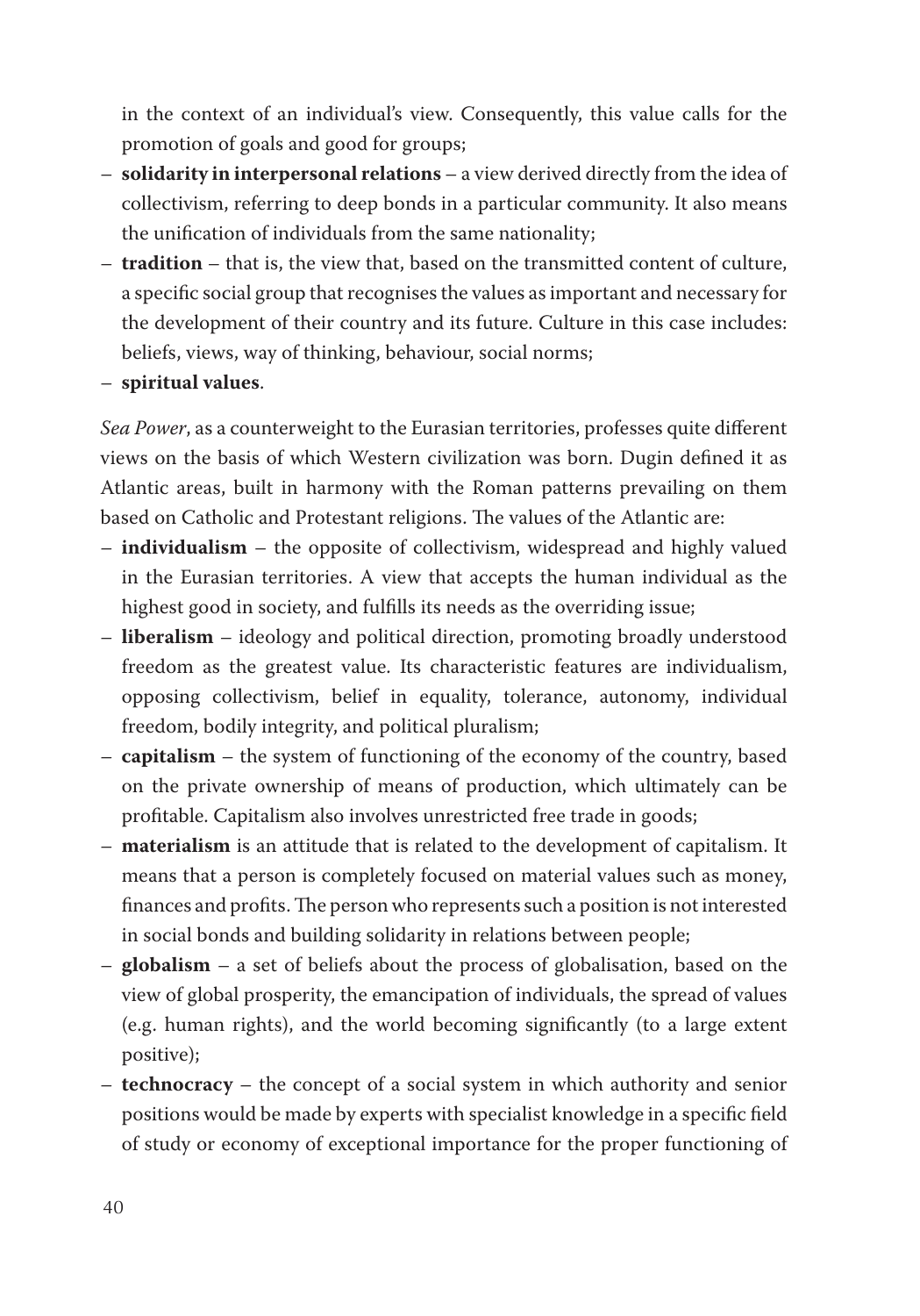in the context of an individual's view. Consequently, this value calls for the promotion of goals and good for groups;

- **solidarity in interpersonal relations** – a view derived directly from the idea of collectivism, referring to deep bonds in a particular community. It also means the unification of individuals from the same nationality;
- **tradition** – that is, the view that, based on the transmitted content of culture, a specific social group that recognises the values as important and necessary for the development of their country and its future. Culture in this case includes: beliefs, views, way of thinking, behaviour, social norms;
- **spiritual values**.

*Sea Power*, as a counterweight to the Eurasian territories, professes quite different views on the basis of which Western civilization was born. Dugin defined it as Atlantic areas, built in harmony with the Roman patterns prevailing on them based on Catholic and Protestant religions. The values of the Atlantic are:

- **individualism** – the opposite of collectivism, widespread and highly valued in the Eurasian territories. A view that accepts the human individual as the highest good in society, and fulfills its needs as the overriding issue;
- **liberalism** – ideology and political direction, promoting broadly understood freedom as the greatest value. Its characteristic features are individualism, opposing collectivism, belief in equality, tolerance, autonomy, individual freedom, bodily integrity, and political pluralism;
- **capitalism** – the system of functioning of the economy of the country, based on the private ownership of means of production, which ultimately can be profitable. Capitalism also involves unrestricted free trade in goods;
- **materialism** is an attitude that is related to the development of capitalism. It means that a person is completely focused on material values such as money, finances and profits. The person who represents such a position is not interested in social bonds and building solidarity in relations between people;
- **globalism** – a set of beliefs about the process of globalisation, based on the view of global prosperity, the emancipation of individuals, the spread of values (e.g. human rights), and the world becoming significantly (to a large extent positive);
- **technocracy** – the concept of a social system in which authority and senior positions would be made by experts with specialist knowledge in a specific field of study or economy of exceptional importance for the proper functioning of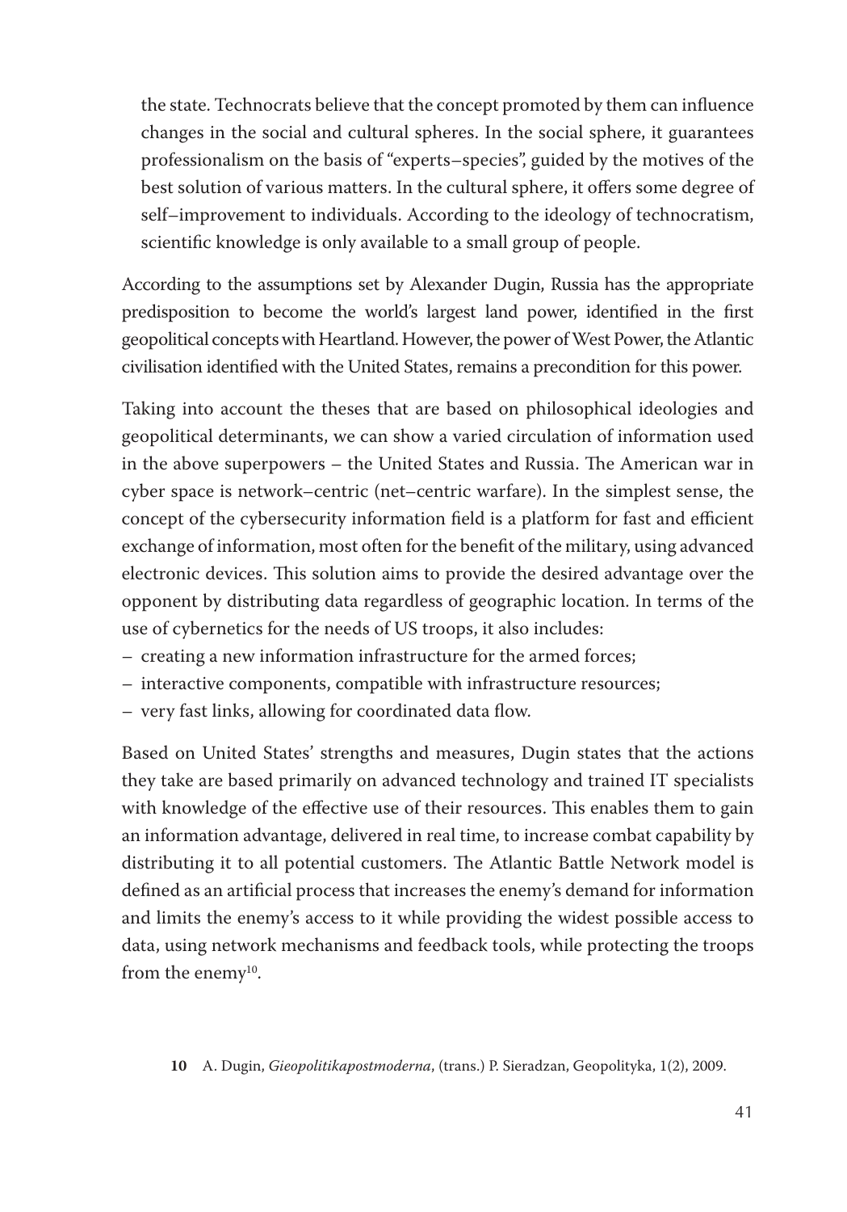the state. Technocrats believe that the concept promoted by them can influence changes in the social and cultural spheres. In the social sphere, it guarantees professionalism on the basis of "experts–species", guided by the motives of the best solution of various matters. In the cultural sphere, it offers some degree of self–improvement to individuals. According to the ideology of technocratism, scientific knowledge is only available to a small group of people.

According to the assumptions set by Alexander Dugin, Russia has the appropriate predisposition to become the world's largest land power, identified in the first geopolitical concepts with Heartland. However, the power of West Power, the Atlantic civilisation identified with the United States, remains a precondition for this power.

Taking into account the theses that are based on philosophical ideologies and geopolitical determinants, we can show a varied circulation of information used in the above superpowers – the United States and Russia. The American war in cyber space is network–centric (net–centric warfare). In the simplest sense, the concept of the cybersecurity information field is a platform for fast and efficient exchange of information, most often for the benefit of the military, using advanced electronic devices. This solution aims to provide the desired advantage over the opponent by distributing data regardless of geographic location. In terms of the use of cybernetics for the needs of US troops, it also includes:

- creating a new information infrastructure for the armed forces;
- interactive components, compatible with infrastructure resources;
- very fast links, allowing for coordinated data flow.

Based on United States' strengths and measures, Dugin states that the actions they take are based primarily on advanced technology and trained IT specialists with knowledge of the effective use of their resources. This enables them to gain an information advantage, delivered in real time, to increase combat capability by distributing it to all potential customers. The Atlantic Battle Network model is defined as an artificial process that increases the enemy's demand for information and limits the enemy's access to it while providing the widest possible access to data, using network mechanisms and feedback tools, while protecting the troops from the enemy[10].

**10** A. Dugin, *Gieopolitikapostmoderna*, (trans.) P. Sieradzan, Geopolityka, 1(2), 2009.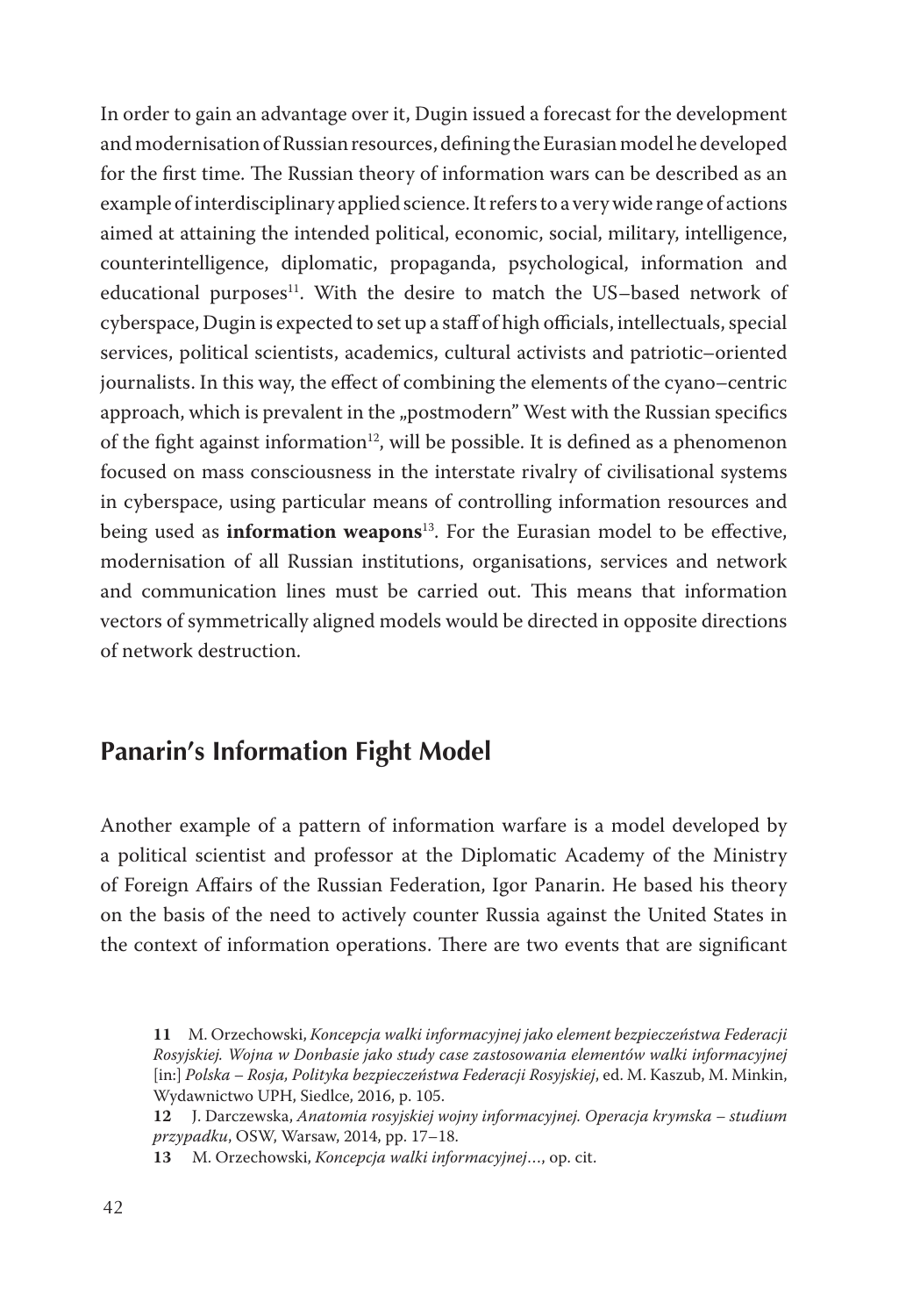In order to gain an advantage over it, Dugin issued a forecast for the development and modernisation of Russian resources, defining the Eurasian model he developed for the first time. The Russian theory of information wars can be described as an example of interdisciplinary applied science. It refers to a very wide range of actions aimed at attaining the intended political, economic, social, military, intelligence, counterintelligence, diplomatic, propaganda, psychological, information and educational purposes[11]. With the desire to match the US–based network of cyberspace, Dugin is expected to set up a staff of high officials, intellectuals, special services, political scientists, academics, cultural activists and patriotic–oriented journalists. In this way, the effect of combining the elements of the cyano–centric approach, which is prevalent in the „postmodern" West with the Russian specifics of the fight against information[12], will be possible. It is defined as a phenomenon focused on mass consciousness in the interstate rivalry of civilisational systems in cyberspace, using particular means of controlling information resources and being used as **information weapons**[13]. For the Eurasian model to be effective, modernisation of all Russian institutions, organisations, services and network and communication lines must be carried out. This means that information vectors of symmetrically aligned models would be directed in opposite directions of network destruction.

## Panarin's Information Fight Model

Another example of a pattern of information warfare is a model developed by a political scientist and professor at the Diplomatic Academy of the Ministry of Foreign Affairs of the Russian Federation, Igor Panarin. He based his theory on the basis of the need to actively counter Russia against the United States in the context of information operations. There are two events that are significant

**11** M. Orzechowski, *Koncepcja walki informacyjnej jako element bezpieczeństwa Federacji Rosyjskiej. Wojna w Donbasie jako study case zastosowania elementów walki informacyjnej* [in:] *Polska – Rosja, Polityka bezpieczeństwa Federacji Rosyjskiej*, ed. M. Kaszub, M. Minkin, Wydawnictwo UPH, Siedlce, 2016, p. 105.

**12** J. Darczewska, *Anatomia rosyjskiej wojny informacyjnej. Operacja krymska – studium przypadku*, OSW, Warsaw, 2014, pp. 17–18.

**13** M. Orzechowski, *Koncepcja walki informacyjnej*..., op. cit.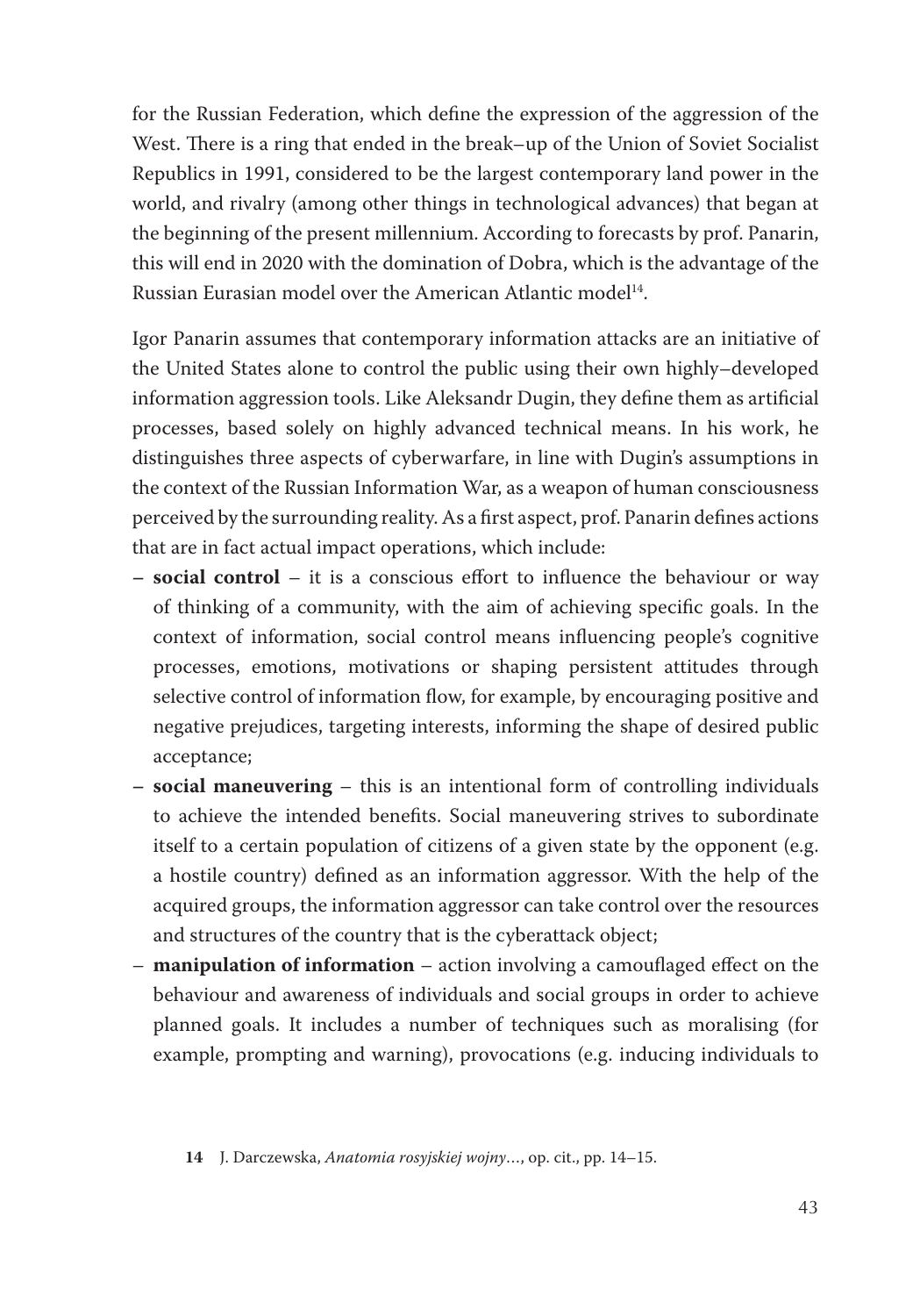for the Russian Federation, which define the expression of the aggression of the West. There is a ring that ended in the break–up of the Union of Soviet Socialist Republics in 1991, considered to be the largest contemporary land power in the world, and rivalry (among other things in technological advances) that began at the beginning of the present millennium. According to forecasts by prof. Panarin, this will end in 2020 with the domination of Dobra, which is the advantage of the Russian Eurasian model over the American Atlantic model[14].

Igor Panarin assumes that contemporary information attacks are an initiative of the United States alone to control the public using their own highly–developed information aggression tools. Like Aleksandr Dugin, they define them as artificial processes, based solely on highly advanced technical means. In his work, he distinguishes three aspects of cyberwarfare, in line with Dugin's assumptions in the context of the Russian Information War, as a weapon of human consciousness perceived by the surrounding reality. As a first aspect, prof. Panarin defines actions that are in fact actual impact operations, which include:

- **social control** – it is a conscious effort to influence the behaviour or way of thinking of a community, with the aim of achieving specific goals. In the context of information, social control means influencing people's cognitive processes, emotions, motivations or shaping persistent attitudes through selective control of information flow, for example, by encouraging positive and negative prejudices, targeting interests, informing the shape of desired public acceptance;
- **social maneuvering** – this is an intentional form of controlling individuals to achieve the intended benefits. Social maneuvering strives to subordinate itself to a certain population of citizens of a given state by the opponent (e.g. a hostile country) defined as an information aggressor. With the help of the acquired groups, the information aggressor can take control over the resources and structures of the country that is the cyberattack object;
- **manipulation of information** – action involving a camouflaged effect on the behaviour and awareness of individuals and social groups in order to achieve planned goals. It includes a number of techniques such as moralising (for example, prompting and warning), provocations (e.g. inducing individuals to

14 J. Darczewska, *Anatomia rosyjskiej wojny*…, op. cit., pp. 14–15.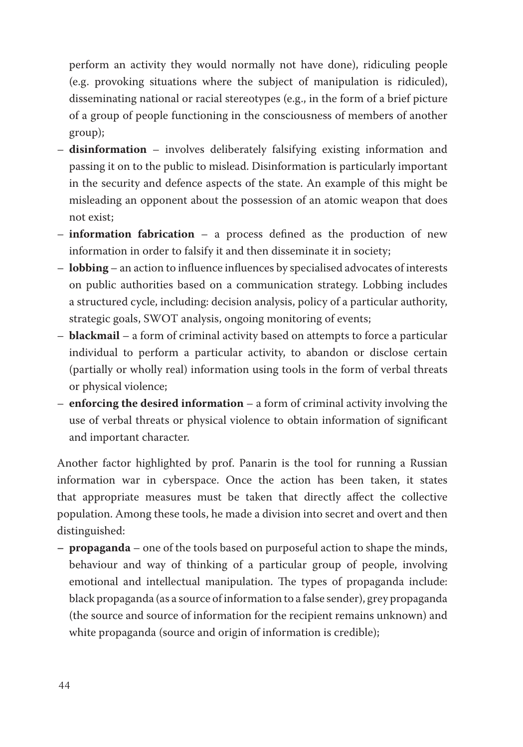perform an activity they would normally not have done), ridiculing people (e.g. provoking situations where the subject of manipulation is ridiculed), disseminating national or racial stereotypes (e.g., in the form of a brief picture of a group of people functioning in the consciousness of members of another group);

- **disinformation** – involves deliberately falsifying existing information and passing it on to the public to mislead. Disinformation is particularly important in the security and defence aspects of the state. An example of this might be misleading an opponent about the possession of an atomic weapon that does not exist;
- **information fabrication** – a process defined as the production of new information in order to falsify it and then disseminate it in society;
- **lobbing** – an action to influence influences by specialised advocates of interests on public authorities based on a communication strategy. Lobbing includes a structured cycle, including: decision analysis, policy of a particular authority, strategic goals, SWOT analysis, ongoing monitoring of events;
- **blackmail** – a form of criminal activity based on attempts to force a particular individual to perform a particular activity, to abandon or disclose certain (partially or wholly real) information using tools in the form of verbal threats or physical violence;
- **enforcing the desired information** – a form of criminal activity involving the use of verbal threats or physical violence to obtain information of significant and important character.

Another factor highlighted by prof. Panarin is the tool for running a Russian information war in cyberspace. Once the action has been taken, it states that appropriate measures must be taken that directly affect the collective population. Among these tools, he made a division into secret and overt and then distinguished:

- **propaganda** – one of the tools based on purposeful action to shape the minds, behaviour and way of thinking of a particular group of people, involving emotional and intellectual manipulation. The types of propaganda include: black propaganda (as a source of information to a false sender), grey propaganda (the source and source of information for the recipient remains unknown) and white propaganda (source and origin of information is credible);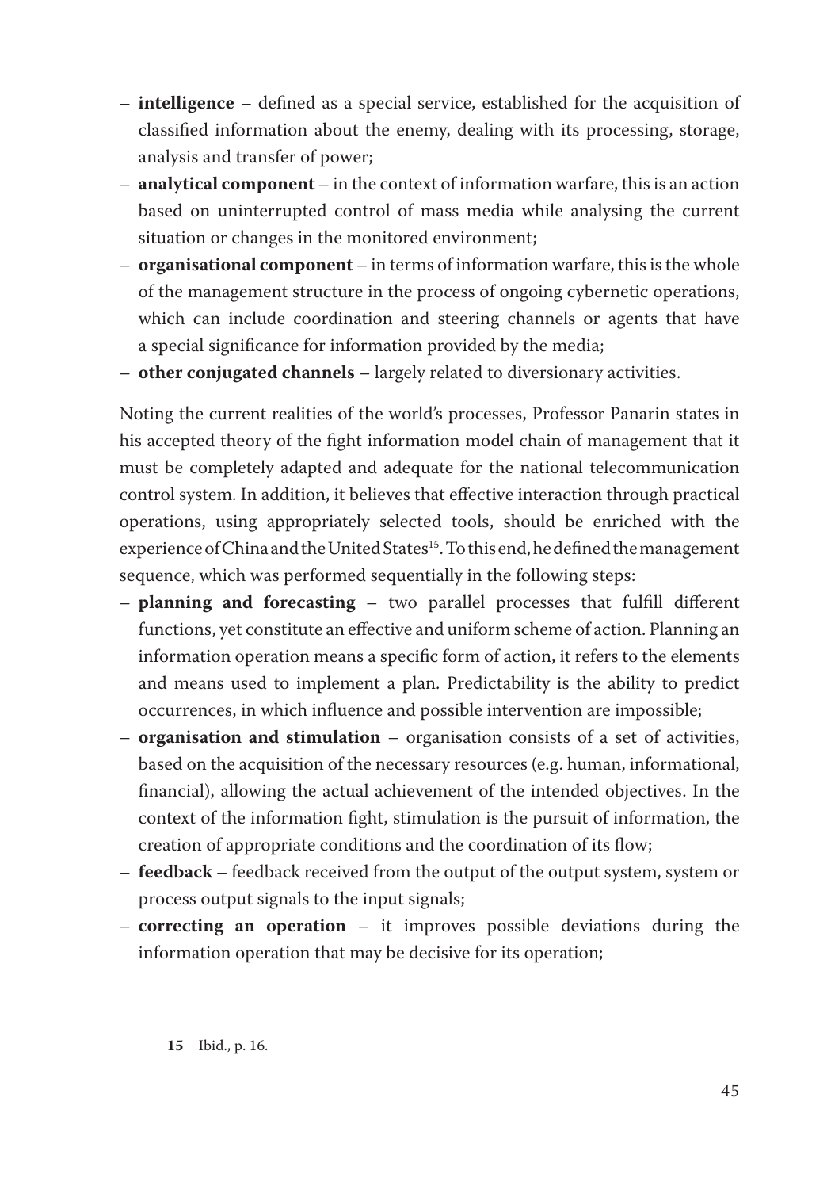- **intelligence** – defined as a special service, established for the acquisition of classified information about the enemy, dealing with its processing, storage, analysis and transfer of power;
- **analytical component** – in the context of information warfare, this is an action based on uninterrupted control of mass media while analysing the current situation or changes in the monitored environment;
- **organisational component** – in terms of information warfare, this is the whole of the management structure in the process of ongoing cybernetic operations, which can include coordination and steering channels or agents that have a special significance for information provided by the media;
- **other conjugated channels** – largely related to diversionary activities.

Noting the current realities of the world's processes, Professor Panarin states in his accepted theory of the fight information model chain of management that it must be completely adapted and adequate for the national telecommunication control system. In addition, it believes that effective interaction through practical operations, using appropriately selected tools, should be enriched with the experience of China and the United States[15]. To this end, he defined the management sequence, which was performed sequentially in the following steps:

- **planning and forecasting** – two parallel processes that fulfill different functions, yet constitute an effective and uniform scheme of action. Planning an information operation means a specific form of action, it refers to the elements and means used to implement a plan. Predictability is the ability to predict occurrences, in which influence and possible intervention are impossible;
- **organisation and stimulation** – organisation consists of a set of activities, based on the acquisition of the necessary resources (e.g. human, informational, financial), allowing the actual achievement of the intended objectives. In the context of the information fight, stimulation is the pursuit of information, the creation of appropriate conditions and the coordination of its flow;
- **feedback** – feedback received from the output of the output system, system or process output signals to the input signals;
- **correcting an operation** – it improves possible deviations during the information operation that may be decisive for its operation;

**15** Ibid., p. 16.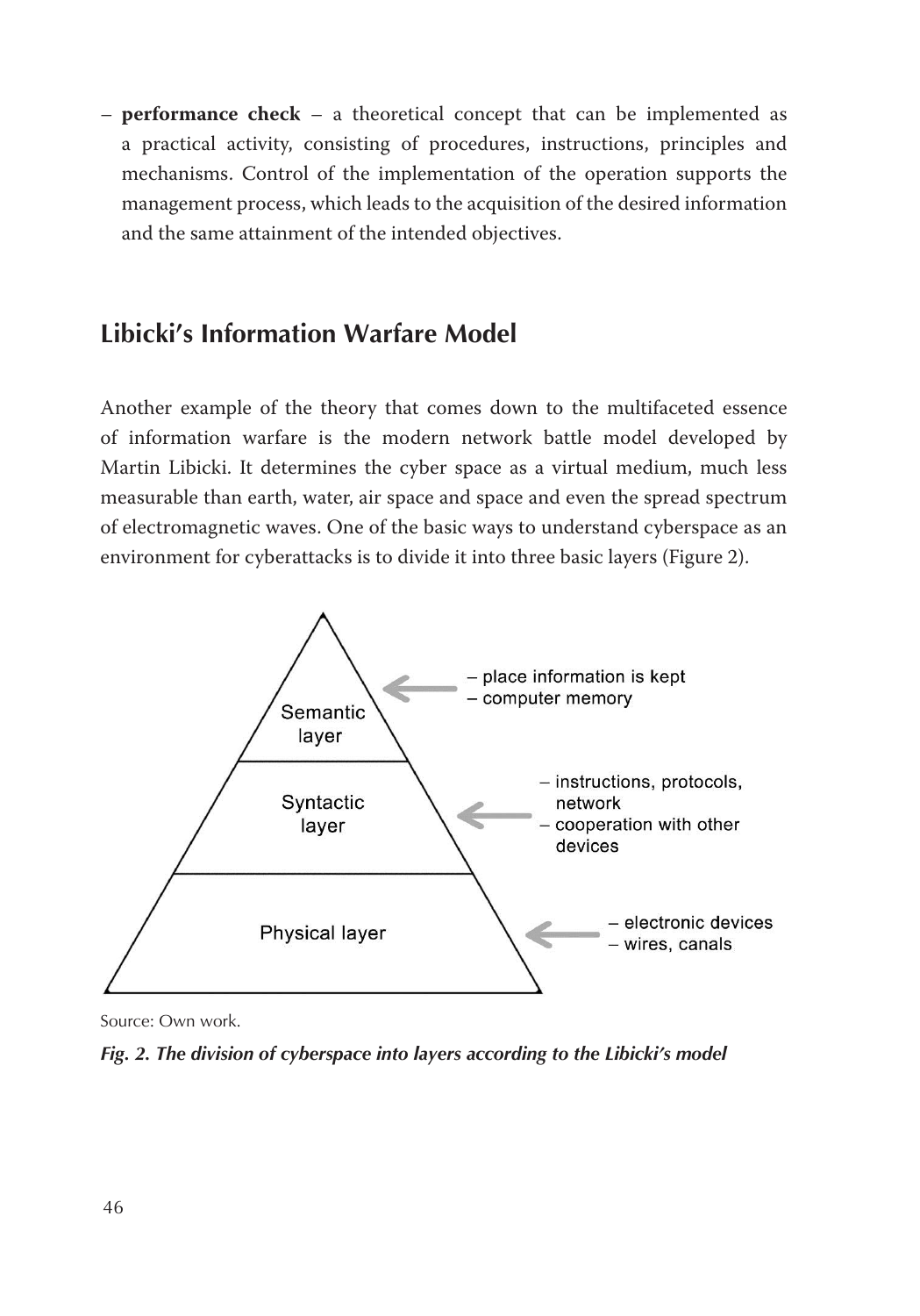– **performance check** – a theoretical concept that can be implemented as a practical activity, consisting of procedures, instructions, principles and mechanisms. Control of the implementation of the operation supports the management process, which leads to the acquisition of the desired information and the same attainment of the intended objectives.

## Libicki's Information Warfare Model

Another example of the theory that comes down to the multifaceted essence of information warfare is the modern network battle model developed by Martin Libicki. It determines the cyber space as a virtual medium, much less measurable than earth, water, air space and space and even the spread spectrum of electromagnetic waves. One of the basic ways to understand cyberspace as an environment for cyberattacks is to divide it into three basic layers (Figure 2).

Semantic layer
– place information is kept
– computer memory

Syntactic layer
– instructions, protocols, network
– cooperation with other devices

Physical layer
– electronic devices
– wires, canals

Source: Own work.

***Fig. 2. The division of cyberspace into layers according to the Libicki's model***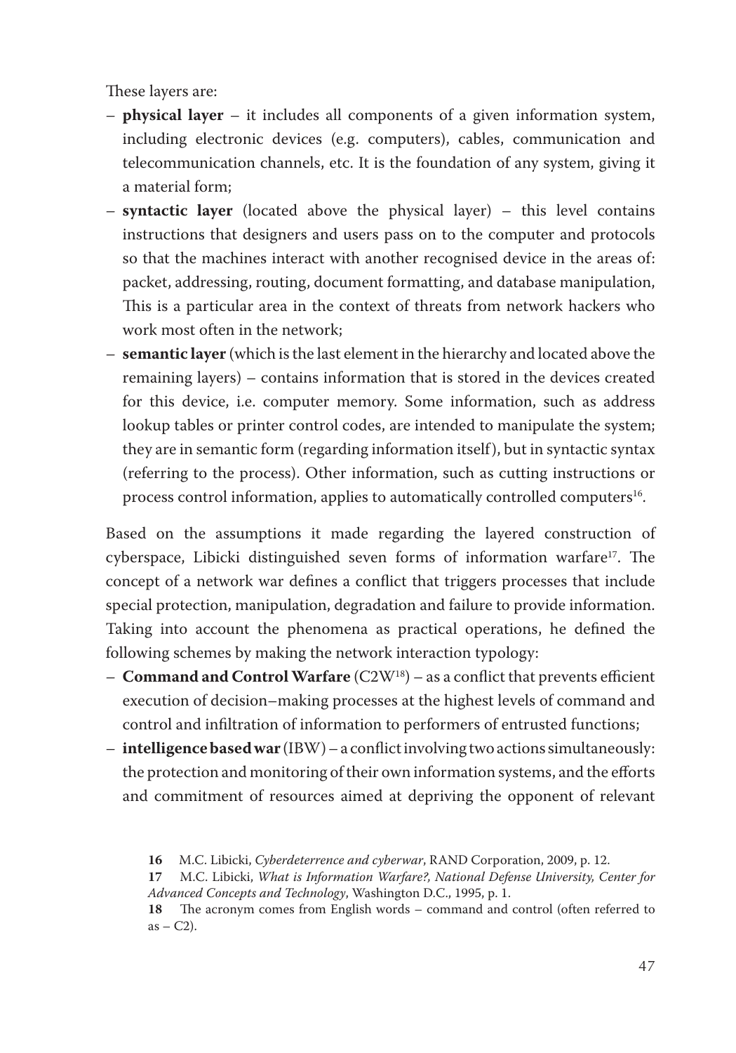These layers are:

- **physical layer** – it includes all components of a given information system, including electronic devices (e.g. computers), cables, communication and telecommunication channels, etc. It is the foundation of any system, giving it a material form;
- **syntactic layer** (located above the physical layer) – this level contains instructions that designers and users pass on to the computer and protocols so that the machines interact with another recognised device in the areas of: packet, addressing, routing, document formatting, and database manipulation, This is a particular area in the context of threats from network hackers who work most often in the network;
- **semantic layer** (which is the last element in the hierarchy and located above the remaining layers) – contains information that is stored in the devices created for this device, i.e. computer memory. Some information, such as address lookup tables or printer control codes, are intended to manipulate the system; they are in semantic form (regarding information itself), but in syntactic syntax (referring to the process). Other information, such as cutting instructions or process control information, applies to automatically controlled computers[16].

Based on the assumptions it made regarding the layered construction of cyberspace, Libicki distinguished seven forms of information warfare[17]. The concept of a network war defines a conflict that triggers processes that include special protection, manipulation, degradation and failure to provide information. Taking into account the phenomena as practical operations, he defined the following schemes by making the network interaction typology:

- **Command and Control Warfare** (C2W[18]) – as a conflict that prevents efficient execution of decision–making processes at the highest levels of command and control and infiltration of information to performers of entrusted functions;
- **intelligence based war** (IBW) – a conflict involving two actions simultaneously: the protection and monitoring of their own information systems, and the efforts and commitment of resources aimed at depriving the opponent of relevant

16 M.C. Libicki, *Cyberdeterrence and cyberwar*, RAND Corporation, 2009, p. 12.

17 M.C. Libicki, *What is Information Warfare?, National Defense University, Center for Advanced Concepts and Technology*, Washington D.C., 1995, p. 1.

18 The acronym comes from English words – command and control (often referred to as – C2).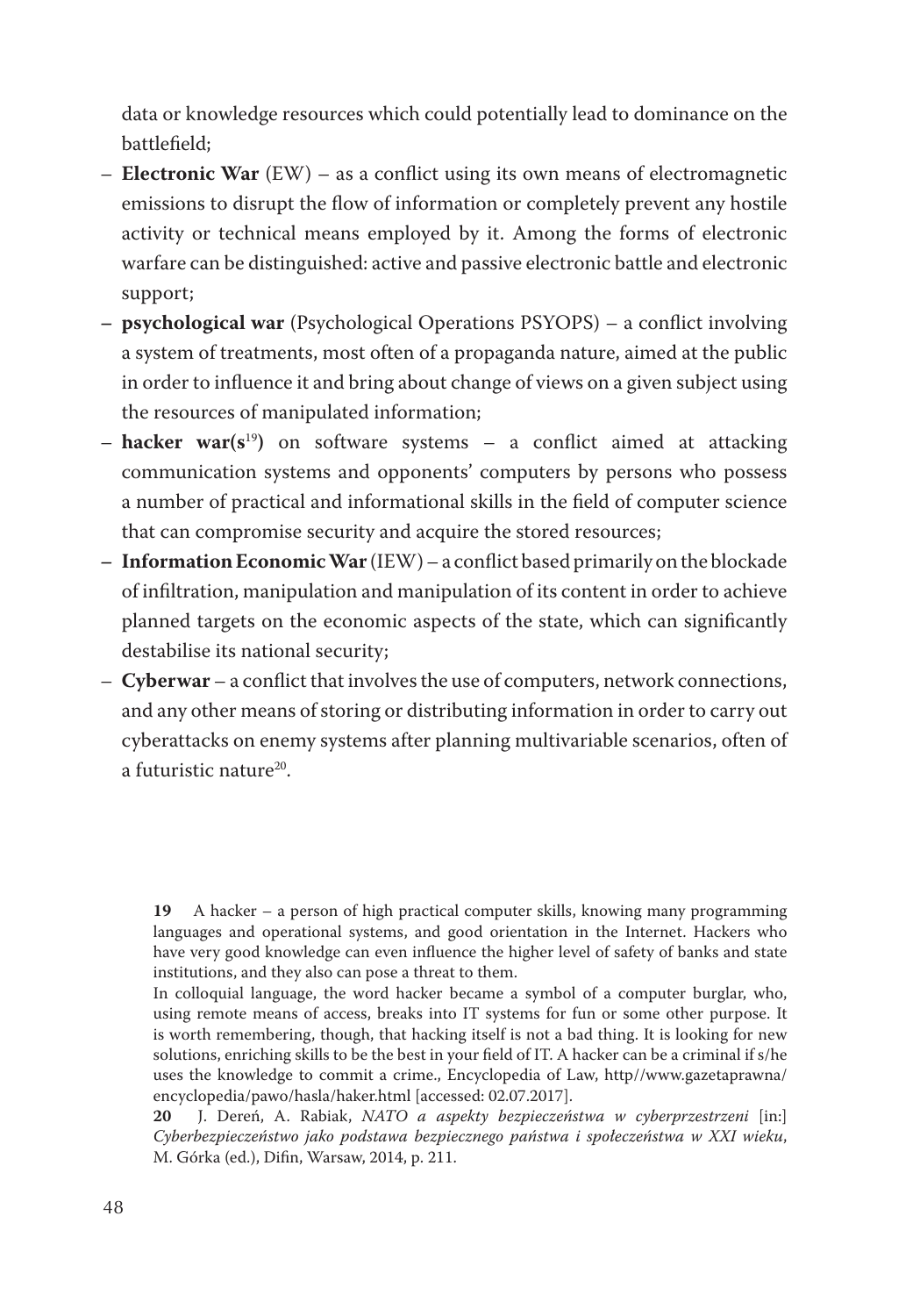data or knowledge resources which could potentially lead to dominance on the battlefield;

- **Electronic War** (EW) – as a conflict using its own means of electromagnetic emissions to disrupt the flow of information or completely prevent any hostile activity or technical means employed by it. Among the forms of electronic warfare can be distinguished: active and passive electronic battle and electronic support;
- **psychological war** (Psychological Operations PSYOPS) – a conflict involving a system of treatments, most often of a propaganda nature, aimed at the public in order to influence it and bring about change of views on a given subject using the resources of manipulated information;
- **hacker war(s**[19]**)** on software systems – a conflict aimed at attacking communication systems and opponents' computers by persons who possess a number of practical and informational skills in the field of computer science that can compromise security and acquire the stored resources;
- **Information Economic War** (IEW) – a conflict based primarily on the blockade of infiltration, manipulation and manipulation of its content in order to achieve planned targets on the economic aspects of the state, which can significantly destabilise its national security;
- **Cyberwar** – a conflict that involves the use of computers, network connections, and any other means of storing or distributing information in order to carry out cyberattacks on enemy systems after planning multivariable scenarios, often of a futuristic nature[20].

**19** A hacker – a person of high practical computer skills, knowing many programming languages and operational systems, and good orientation in the Internet. Hackers who have very good knowledge can even influence the higher level of safety of banks and state institutions, and they also can pose a threat to them.

In colloquial language, the word hacker became a symbol of a computer burglar, who, using remote means of access, breaks into IT systems for fun or some other purpose. It is worth remembering, though, that hacking itself is not a bad thing. It is looking for new solutions, enriching skills to be the best in your field of IT. A hacker can be a criminal if s/he uses the knowledge to commit a crime., Encyclopedia of Law, http//www.gazetaprawna/encyclopedia/pawo/hasla/haker.html [accessed: 02.07.2017].

**20** J. Dereń, A. Rabiak, *NATO a aspekty bezpieczeństwa w cyberprzestrzeni* [in:] *Cyberbezpieczeństwo jako podstawa bezpiecznego państwa i społeczeństwa w XXI wieku*, M. Górka (ed.), Difin, Warsaw, 2014, p. 211.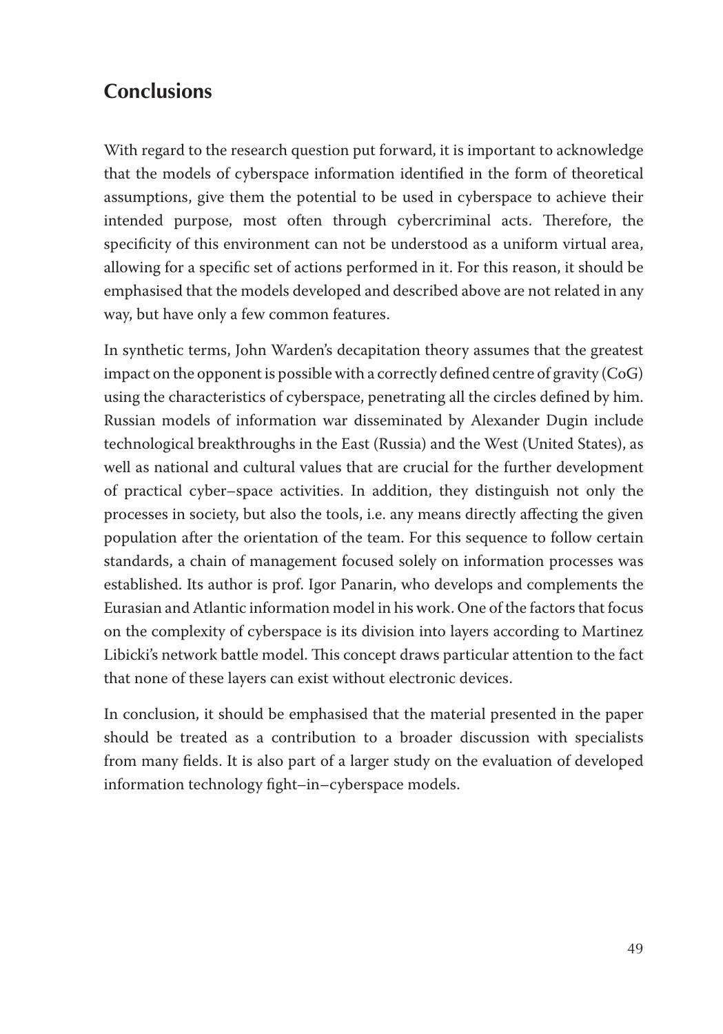## Conclusions

With regard to the research question put forward, it is important to acknowledge that the models of cyberspace information identified in the form of theoretical assumptions, give them the potential to be used in cyberspace to achieve their intended purpose, most often through cybercriminal acts. Therefore, the specificity of this environment can not be understood as a uniform virtual area, allowing for a specific set of actions performed in it. For this reason, it should be emphasised that the models developed and described above are not related in any way, but have only a few common features.

In synthetic terms, John Warden's decapitation theory assumes that the greatest impact on the opponent is possible with a correctly defined centre of gravity (CoG) using the characteristics of cyberspace, penetrating all the circles defined by him. Russian models of information war disseminated by Alexander Dugin include technological breakthroughs in the East (Russia) and the West (United States), as well as national and cultural values that are crucial for the further development of practical cyber–space activities. In addition, they distinguish not only the processes in society, but also the tools, i.e. any means directly affecting the given population after the orientation of the team. For this sequence to follow certain standards, a chain of management focused solely on information processes was established. Its author is prof. Igor Panarin, who develops and complements the Eurasian and Atlantic information model in his work. One of the factors that focus on the complexity of cyberspace is its division into layers according to Martinez Libicki's network battle model. This concept draws particular attention to the fact that none of these layers can exist without electronic devices.

In conclusion, it should be emphasised that the material presented in the paper should be treated as a contribution to a broader discussion with specialists from many fields. It is also part of a larger study on the evaluation of developed information technology fight–in–cyberspace models.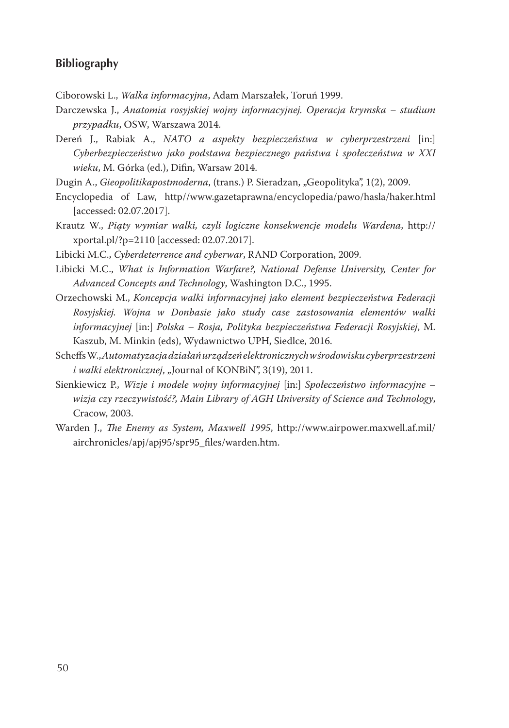## Bibliography

Ciborowski L., *Walka informacyjna*, Adam Marszałek, Toruń 1999.

Darczewska J., *Anatomia rosyjskiej wojny informacyjnej. Operacja krymska – studium przypadku*, OSW, Warszawa 2014.

Dereń J., Rabiak A., *NATO a aspekty bezpieczeństwa w cyberprzestrzeni* [in:] *Cyberbezpieczeństwo jako podstawa bezpiecznego państwa i społeczeństwa w XXI wieku*, M. Górka (ed.), Difin, Warsaw 2014.

Dugin A., *Gieopolitikapostmoderna*, (trans.) P. Sieradzan, „Geopolityka", 1(2), 2009.

Encyclopedia of Law, http//www.gazetaprawna/encyclopedia/pawo/hasla/haker.html [accessed: 02.07.2017].

Krautz W., *Piąty wymiar walki, czyli logiczne konsekwencje modelu Wardena*, http://xportal.pl/?p=2110 [accessed: 02.07.2017].

Libicki M.C., *Cyberdeterrence and cyberwar*, RAND Corporation, 2009.

Libicki M.C., *What is Information Warfare?, National Defense University, Center for Advanced Concepts and Technology*, Washington D.C., 1995.

Orzechowski M., *Koncepcja walki informacyjnej jako element bezpieczeństwa Federacji Rosyjskiej. Wojna w Donbasie jako study case zastosowania elementów walki informacyjnej* [in:] *Polska – Rosja, Polityka bezpieczeństwa Federacji Rosyjskiej*, M. Kaszub, M. Minkin (eds), Wydawnictwo UPH, Siedlce, 2016.

Scheffs W., *Automatyzacja działań urządzeń elektronicznych w środowisku cyberprzestrzeni i walki elektronicznej*, „Journal of KONBiN", 3(19), 2011.

Sienkiewicz P., *Wizje i modele wojny informacyjnej* [in:] *Społeczeństwo informacyjne – wizja czy rzeczywistość?, Main Library of AGH University of Science and Technology*, Cracow, 2003.

Warden J., *The Enemy as System, Maxwell 1995*, http://www.airpower.maxwell.af.mil/airchronicles/apj/apj95/spr95_files/warden.htm.